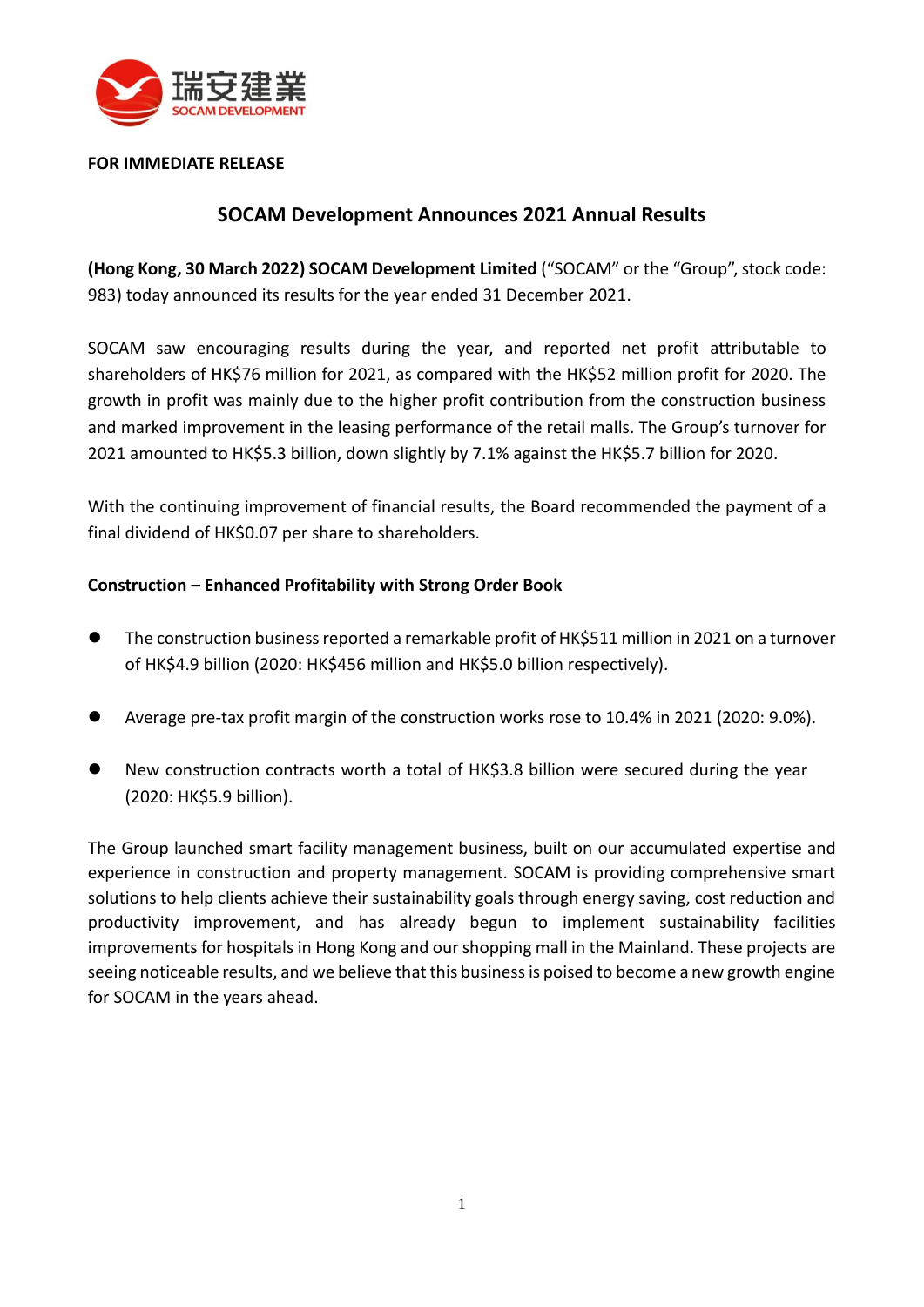瑞安建業
SOCAM DEVELOPMENT

**FOR IMMEDIATE RELEASE**

# SOCAM Development Announces 2021 Annual Results

**(Hong Kong, 30 March 2022) SOCAM Development Limited** ("SOCAM" or the "Group", stock code: 983) today announced its results for the year ended 31 December 2021.

SOCAM saw encouraging results during the year, and reported net profit attributable to shareholders of HK$76 million for 2021, as compared with the HK$52 million profit for 2020. The growth in profit was mainly due to the higher profit contribution from the construction business and marked improvement in the leasing performance of the retail malls. The Group's turnover for 2021 amounted to HK$5.3 billion, down slightly by 7.1% against the HK$5.7 billion for 2020.

With the continuing improvement of financial results, the Board recommended the payment of a final dividend of HK$0.07 per share to shareholders.

**Construction – Enhanced Profitability with Strong Order Book**

- The construction business reported a remarkable profit of HK$511 million in 2021 on a turnover of HK$4.9 billion (2020: HK$456 million and HK$5.0 billion respectively).
- Average pre-tax profit margin of the construction works rose to 10.4% in 2021 (2020: 9.0%).
- New construction contracts worth a total of HK$3.8 billion were secured during the year (2020: HK$5.9 billion).

The Group launched smart facility management business, built on our accumulated expertise and experience in construction and property management. SOCAM is providing comprehensive smart solutions to help clients achieve their sustainability goals through energy saving, cost reduction and productivity improvement, and has already begun to implement sustainability facilities improvements for hospitals in Hong Kong and our shopping mall in the Mainland. These projects are seeing noticeable results, and we believe that this business is poised to become a new growth engine for SOCAM in the years ahead.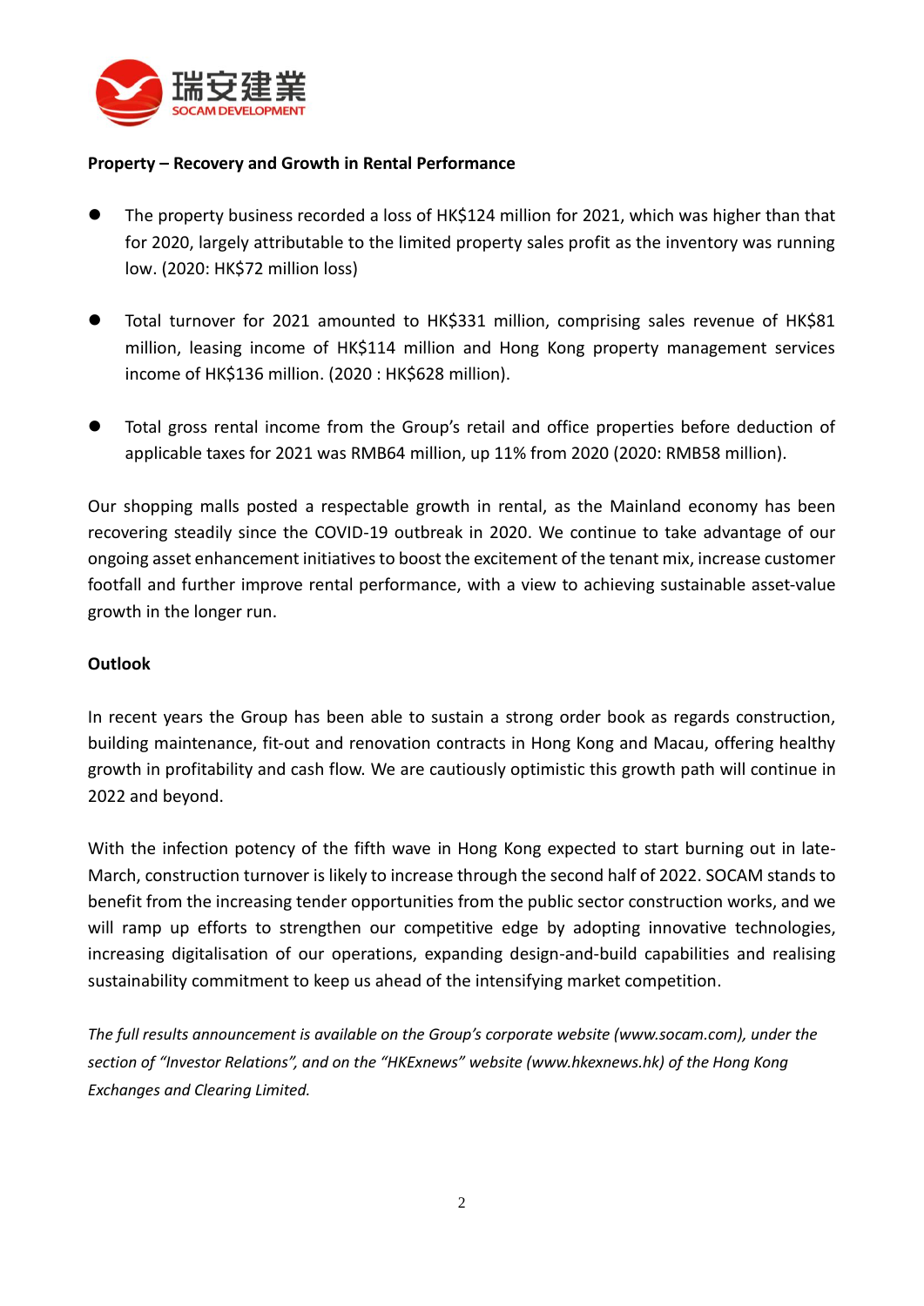**Property – Recovery and Growth in Rental Performance**

- The property business recorded a loss of HK$124 million for 2021, which was higher than that for 2020, largely attributable to the limited property sales profit as the inventory was running low. (2020: HK$72 million loss)
- Total turnover for 2021 amounted to HK$331 million, comprising sales revenue of HK$81 million, leasing income of HK$114 million and Hong Kong property management services income of HK$136 million. (2020 : HK$628 million).
- Total gross rental income from the Group's retail and office properties before deduction of applicable taxes for 2021 was RMB64 million, up 11% from 2020 (2020: RMB58 million).

Our shopping malls posted a respectable growth in rental, as the Mainland economy has been recovering steadily since the COVID-19 outbreak in 2020. We continue to take advantage of our ongoing asset enhancement initiatives to boost the excitement of the tenant mix, increase customer footfall and further improve rental performance, with a view to achieving sustainable asset-value growth in the longer run.

**Outlook**

In recent years the Group has been able to sustain a strong order book as regards construction, building maintenance, fit-out and renovation contracts in Hong Kong and Macau, offering healthy growth in profitability and cash flow. We are cautiously optimistic this growth path will continue in 2022 and beyond.

With the infection potency of the fifth wave in Hong Kong expected to start burning out in late-March, construction turnover is likely to increase through the second half of 2022. SOCAM stands to benefit from the increasing tender opportunities from the public sector construction works, and we will ramp up efforts to strengthen our competitive edge by adopting innovative technologies, increasing digitalisation of our operations, expanding design-and-build capabilities and realising sustainability commitment to keep us ahead of the intensifying market competition.

*The full results announcement is available on the Group's corporate website (www.socam.com), under the section of "Investor Relations", and on the "HKExnews" website (www.hkexnews.hk) of the Hong Kong Exchanges and Clearing Limited.*